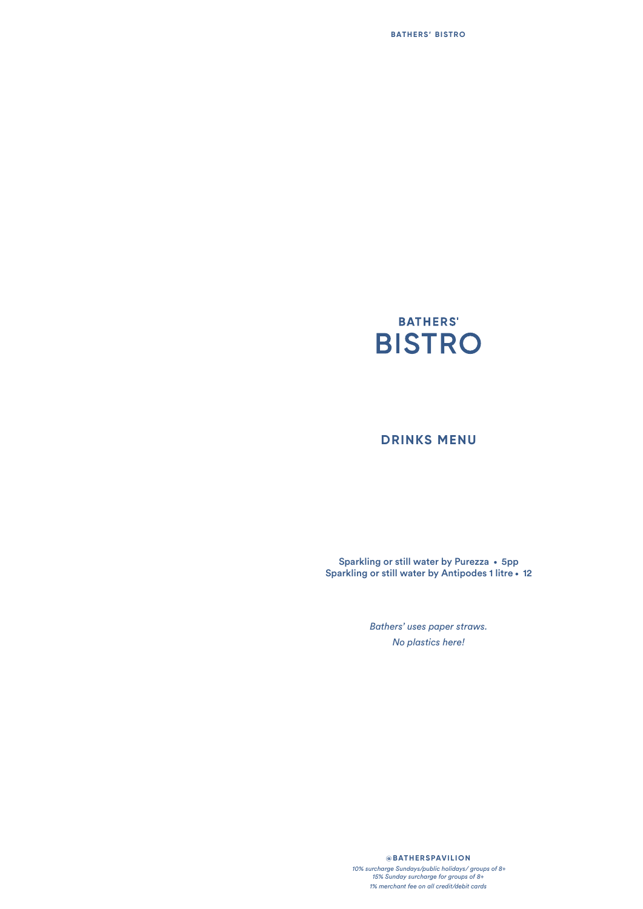# BATHERS' BISTRO

## DRINKS MENU

**Sparkling or still water by Purezza • 5pp**
**Sparkling or still water by Antipodes 1 litre • 12**

*Bathers' uses paper straws.*
*No plastics here!*

**@BATHERSPAVILION**
*10% surcharge Sundays/public holidays/ groups of 8+*
*15% Sunday surcharge for groups of 8+*
*1% merchant fee on all credit/debit cards*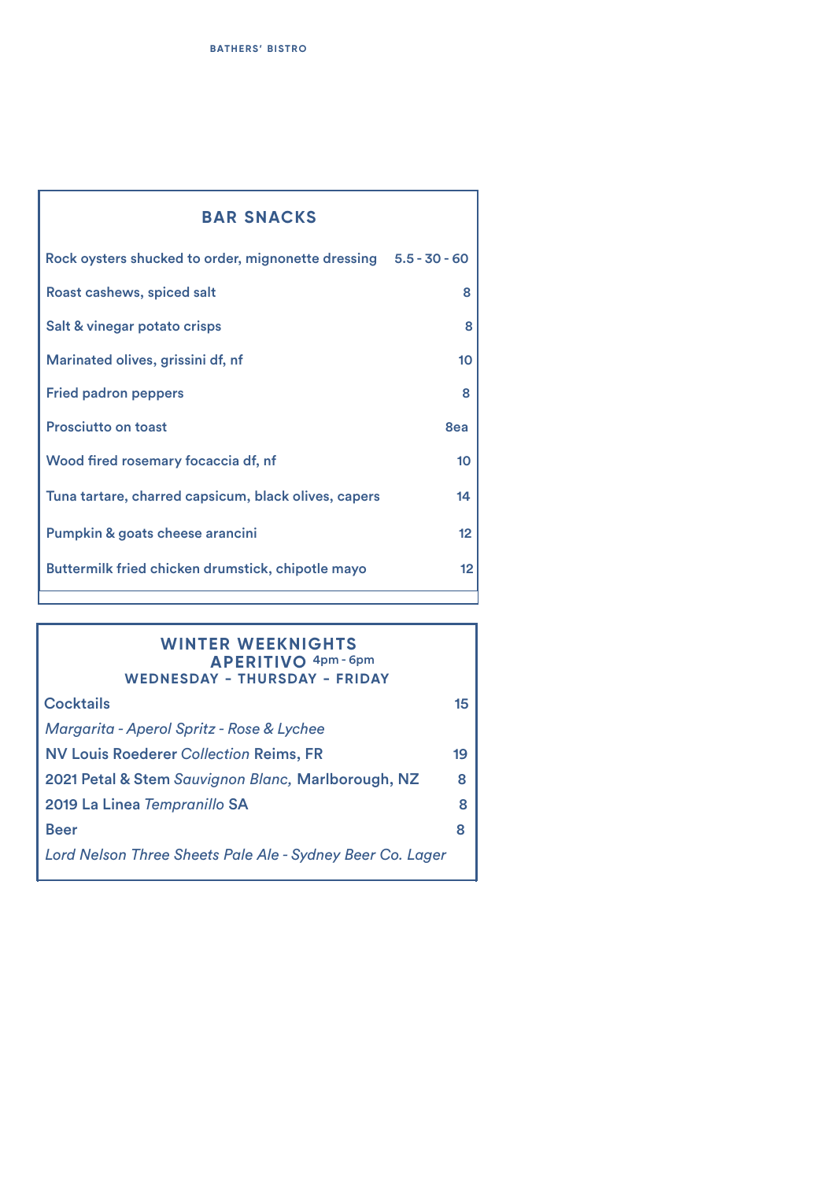BATHERS' BISTRO

## BAR SNACKS

| Item | Price |
|---|---|
| Rock oysters shucked to order, mignonette dressing | 5.5 - 30 - 60 |
| Roast cashews, spiced salt | 8 |
| Salt & vinegar potato crisps | 8 |
| Marinated olives, grissini df, nf | 10 |
| Fried padron peppers | 8 |
| Prosciutto on toast | 8ea |
| Wood fired rosemary focaccia df, nf | 10 |
| Tuna tartare, charred capsicum, black olives, capers | 14 |
| Pumpkin & goats cheese arancini | 12 |
| Buttermilk fried chicken drumstick, chipotle mayo | 12 |

## WINTER WEEKNIGHTS APERITIVO 4pm - 6pm

### WEDNESDAY - THURSDAY - FRIDAY

| Item | Price |
|---|---|
| Cocktails | 15 |
| *Margarita - Aperol Spritz - Rose & Lychee* | |
| NV Louis Roederer *Collection* Reims, FR | 19 |
| 2021 Petal & Stem *Sauvignon Blanc,* Marlborough, NZ | 8 |
| 2019 La Linea *Tempranillo* SA | 8 |
| Beer | 8 |
| *Lord Nelson Three Sheets Pale Ale - Sydney Beer Co. Lager* | |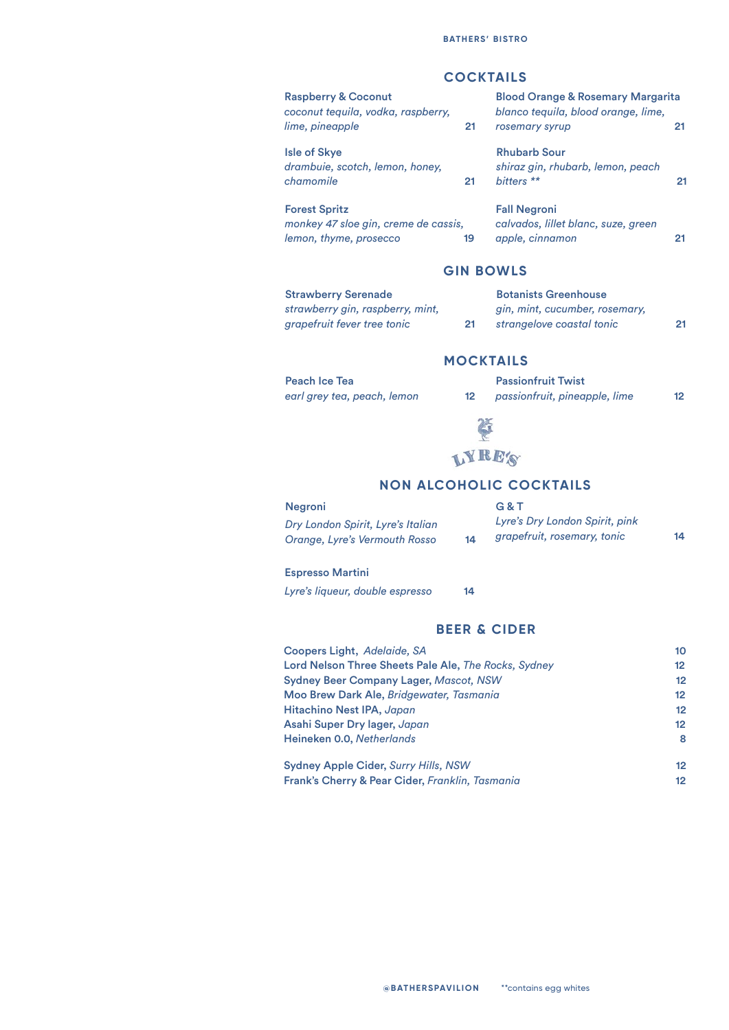BATHERS' BISTRO

## COCKTAILS

**Raspberry & Coconut**
*coconut tequila, vodka, raspberry, lime, pineapple* 21

**Isle of Skye**
*drambuie, scotch, lemon, honey, chamomile* 21

**Forest Spritz**
*monkey 47 sloe gin, creme de cassis, lemon, thyme, prosecco* 19

**Blood Orange & Rosemary Margarita**
*blanco tequila, blood orange, lime, rosemary syrup* 21

**Rhubarb Sour**
*shiraz gin, rhubarb, lemon, peach bitters \*\** 21

**Fall Negroni**
*calvados, lillet blanc, suze, green apple, cinnamon* 21

## GIN BOWLS

**Strawberry Serenade**
*strawberry gin, raspberry, mint, grapefruit fever tree tonic* 21

**Botanists Greenhouse**
*gin, mint, cucumber, rosemary, strangelove coastal tonic* 21

## MOCKTAILS

**Peach Ice Tea**
*earl grey tea, peach, lemon* 12

**Passionfruit Twist**
*passionfruit, pineapple, lime* 12

LYRE'S

## NON ALCOHOLIC COCKTAILS

**Negroni**
*Dry London Spirit, Lyre's Italian Orange, Lyre's Vermouth Rosso* 14

**Espresso Martini**
*Lyre's liqueur, double espresso* 14

**G & T**
*Lyre's Dry London Spirit, pink grapefruit, rosemary, tonic* 14

## BEER & CIDER

| | |
|---|---|
| **Coopers Light**, *Adelaide, SA* | 10 |
| **Lord Nelson Three Sheets Pale Ale**, *The Rocks, Sydney* | 12 |
| **Sydney Beer Company Lager**, *Mascot, NSW* | 12 |
| **Moo Brew Dark Ale**, *Bridgewater, Tasmania* | 12 |
| **Hitachino Nest IPA**, *Japan* | 12 |
| **Asahi Super Dry lager**, *Japan* | 12 |
| **Heineken 0.0**, *Netherlands* | 8 |
| **Sydney Apple Cider**, *Surry Hills, NSW* | 12 |
| **Frank's Cherry & Pear Cider**, *Franklin, Tasmania* | 12 |

@BATHERSPAVILION

\*\*contains egg whites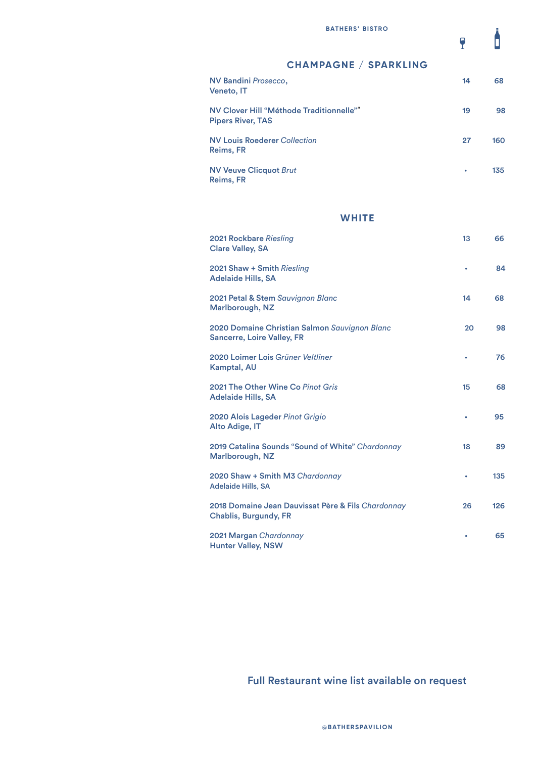BATHERS' BISTRO

## CHAMPAGNE / SPARKLING

| Wine | Glass | Bottle |
|---|---|---|
| NV Bandini *Prosecco*,<br>Veneto, IT | 14 | 68 |
| NV Clover Hill "Méthode Traditionnelle""<br>Pipers River, TAS | 19 | 98 |
| NV Louis Roederer *Collection*<br>Reims, FR | 27 | 160 |
| NV Veuve Clicquot *Brut*<br>Reims, FR | • | 135 |

## WHITE

| Wine | Glass | Bottle |
|---|---|---|
| 2021 Rockbare *Riesling*<br>Clare Valley, SA | 13 | 66 |
| 2021 Shaw + Smith *Riesling*<br>Adelaide Hills, SA | • | 84 |
| 2021 Petal & Stem *Sauvignon Blanc*<br>Marlborough, NZ | 14 | 68 |
| 2020 Domaine Christian Salmon *Sauvignon Blanc*<br>Sancerre, Loire Valley, FR | 20 | 98 |
| 2020 Loimer Lois *Grüner Veltliner*<br>Kamptal, AU | • | 76 |
| 2021 The Other Wine Co *Pinot Gris*<br>Adelaide Hills, SA | 15 | 68 |
| 2020 Alois Lageder *Pinot Grigio*<br>Alto Adige, IT | • | 95 |
| 2019 Catalina Sounds "Sound of White" *Chardonnay*<br>Marlborough, NZ | 18 | 89 |
| 2020 Shaw + Smith M3 *Chardonnay*<br>Adelaide Hills, SA | • | 135 |
| 2018 Domaine Jean Dauvissat Père & Fils *Chardonnay*<br>Chablis, Burgundy, FR | 26 | 126 |
| 2021 Margan *Chardonnay*<br>Hunter Valley, NSW | • | 65 |

Full Restaurant wine list available on request

@BATHERSPAVILION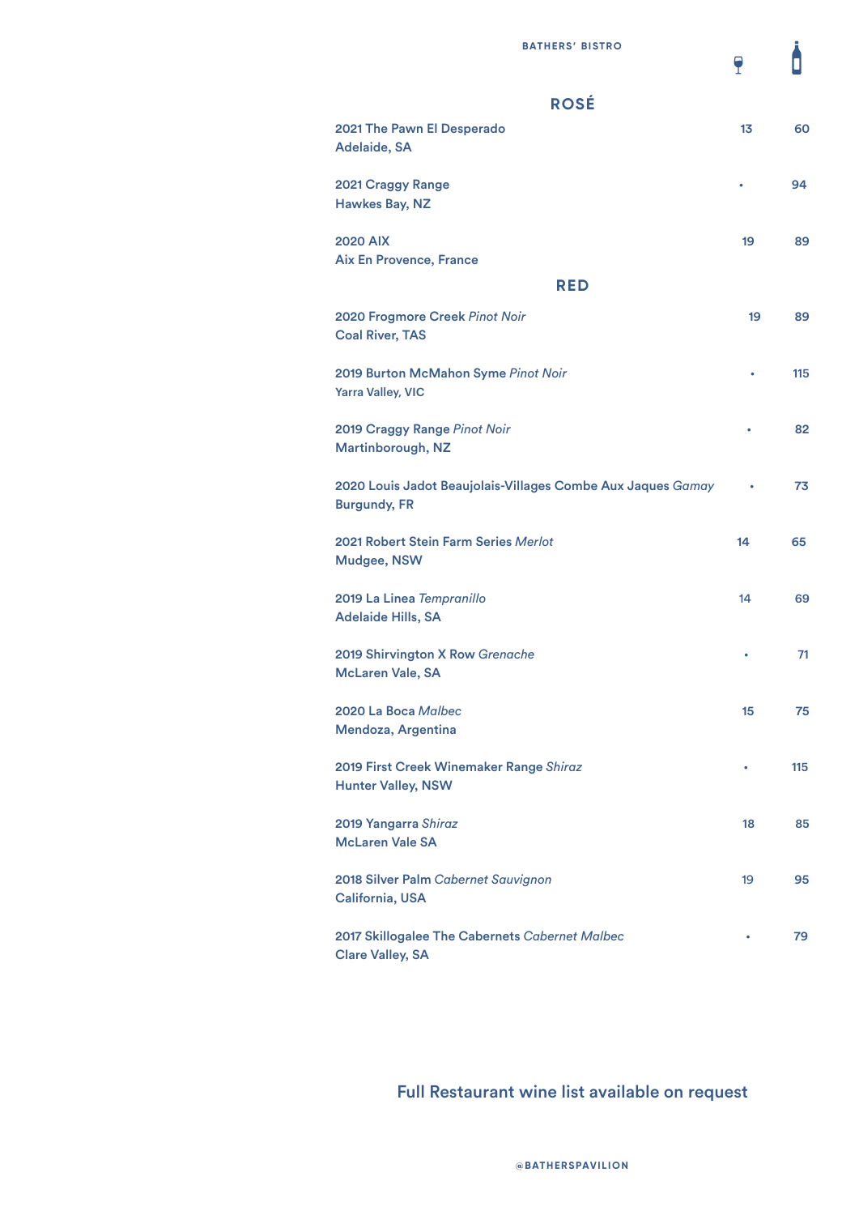BATHERS' BISTRO

## ROSÉ

| Wine | Glass | Bottle |
|---|---|---|
| **2021 The Pawn El Desperado**<br>**Adelaide, SA** | 13 | 60 |
| **2021 Craggy Range**<br>**Hawkes Bay, NZ** | • | 94 |
| **2020 AIX**<br>**Aix En Provence, France** | 19 | 89 |

## RED

| Wine | Glass | Bottle |
|---|---|---|
| **2020 Frogmore Creek** *Pinot Noir*<br>**Coal River, TAS** | 19 | 89 |
| **2019 Burton McMahon Syme** *Pinot Noir*<br>**Yarra Valley, VIC** | • | 115 |
| **2019 Craggy Range** *Pinot Noir*<br>**Martinborough, NZ** | • | 82 |
| **2020 Louis Jadot Beaujolais-Villages Combe Aux Jaques** *Gamay*<br>**Burgundy, FR** | • | 73 |
| **2021 Robert Stein Farm Series** *Merlot*<br>**Mudgee, NSW** | 14 | 65 |
| **2019 La Linea** *Tempranillo*<br>**Adelaide Hills, SA** | 14 | 69 |
| **2019 Shirvington X Row** *Grenache*<br>**McLaren Vale, SA** | • | 71 |
| **2020 La Boca** *Malbec*<br>**Mendoza, Argentina** | 15 | 75 |
| **2019 First Creek Winemaker Range** *Shiraz*<br>**Hunter Valley, NSW** | • | 115 |
| **2019 Yangarra** *Shiraz*<br>**McLaren Vale SA** | 18 | 85 |
| **2018 Silver Palm** *Cabernet Sauvignon*<br>**California, USA** | 19 | 95 |
| **2017 Skillogalee The Cabernets** *Cabernet Malbec*<br>**Clare Valley, SA** | • | 79 |

**Full Restaurant wine list available on request**

@BATHERSPAVILION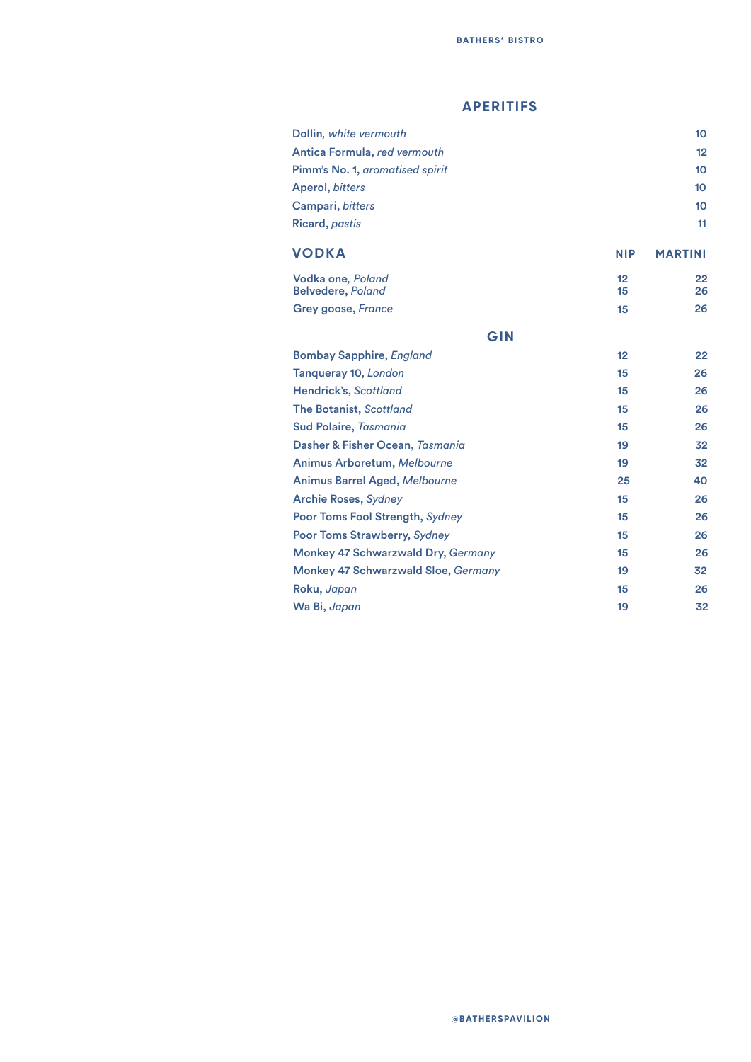## APERITIFS

| | |
|---|---|
| **Dollin**, *white vermouth* | 10 |
| **Antica Formula**, *red vermouth* | 12 |
| **Pimm's No. 1**, *aromatised spirit* | 10 |
| **Aperol**, *bitters* | 10 |
| **Campari**, *bitters* | 10 |
| **Ricard**, *pastis* | 11 |

## VODKA

| | NIP | MARTINI |
|---|---|---|
| **Vodka one**, *Poland* | 12 | 22 |
| **Belvedere**, *Poland* | 15 | 26 |
| **Grey goose**, *France* | 15 | 26 |

## GIN

| | NIP | MARTINI |
|---|---|---|
| **Bombay Sapphire**, *England* | 12 | 22 |
| **Tanqueray 10**, *London* | 15 | 26 |
| **Hendrick's**, *Scottland* | 15 | 26 |
| **The Botanist**, *Scottland* | 15 | 26 |
| **Sud Polaire**, *Tasmania* | 15 | 26 |
| **Dasher & Fisher Ocean**, *Tasmania* | 19 | 32 |
| **Animus Arboretum**, *Melbourne* | 19 | 32 |
| **Animus Barrel Aged**, *Melbourne* | 25 | 40 |
| **Archie Roses**, *Sydney* | 15 | 26 |
| **Poor Toms Fool Strength**, *Sydney* | 15 | 26 |
| **Poor Toms Strawberry**, *Sydney* | 15 | 26 |
| **Monkey 47 Schwarzwald Dry**, *Germany* | 15 | 26 |
| **Monkey 47 Schwarzwald Sloe**, *Germany* | 19 | 32 |
| **Roku**, *Japan* | 15 | 26 |
| **Wa Bi**, *Japan* | 19 | 32 |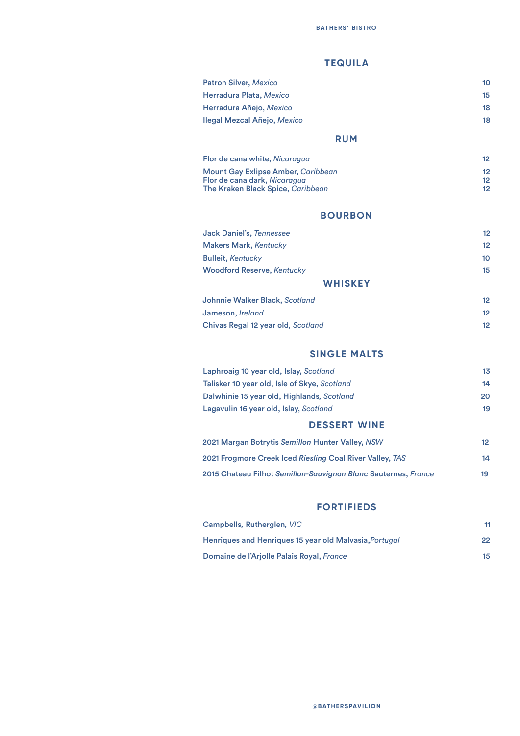## TEQUILA

| | |
|---|---|
| Patron Silver, *Mexico* | 10 |
| Herradura Plata, *Mexico* | 15 |
| Herradura Añejo, *Mexico* | 18 |
| Ilegal Mezcal Añejo, *Mexico* | 18 |

## RUM

| | |
|---|---|
| Flor de cana white, *Nicaragua* | 12 |
| Mount Gay Exlipse Amber, *Caribbean* | 12 |
| Flor de cana dark, *Nicaragua* | 12 |
| The Kraken Black Spice, *Caribbean* | 12 |

## BOURBON

| | |
|---|---|
| Jack Daniel's, *Tennessee* | 12 |
| Makers Mark, *Kentucky* | 12 |
| Bulleit, *Kentucky* | 10 |
| Woodford Reserve, *Kentucky* | 15 |

## WHISKEY

| | |
|---|---|
| Johnnie Walker Black, *Scotland* | 12 |
| Jameson, *Ireland* | 12 |
| Chivas Regal 12 year old, *Scotland* | 12 |

## SINGLE MALTS

| | |
|---|---|
| Laphroaig 10 year old, Islay, *Scotland* | 13 |
| Talisker 10 year old, Isle of Skye, *Scotland* | 14 |
| Dalwhinie 15 year old, Highlands, *Scotland* | 20 |
| Lagavulin 16 year old, Islay, *Scotland* | 19 |

## DESSERT WINE

| | |
|---|---|
| 2021 Margan Botrytis *Semillon* Hunter Valley, *NSW* | 12 |
| 2021 Frogmore Creek Iced *Riesling* Coal River Valley, *TAS* | 14 |
| 2015 Chateau Filhot *Semillon-Sauvignon Blanc* Sauternes, *France* | 19 |

## FORTIFIEDS

| | |
|---|---|
| Campbells, Rutherglen, *VIC* | 11 |
| Henriques and Henriques 15 year old Malvasia, *Portugal* | 22 |
| Domaine de l'Arjolle Palais Royal, *France* | 15 |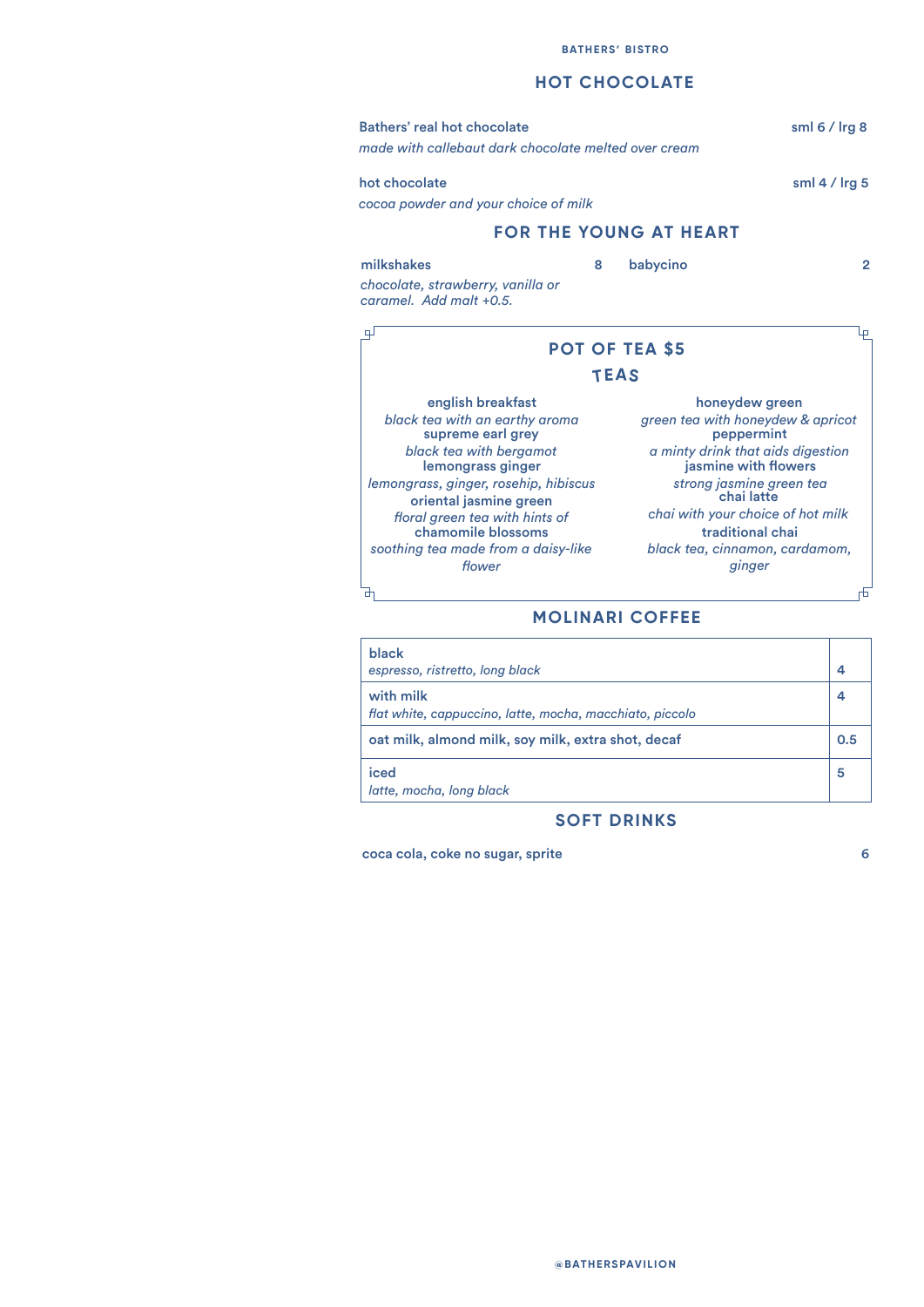## HOT CHOCOLATE

**Bathers' real hot chocolate** — sml 6 / lrg 8
*made with callebaut dark chocolate melted over cream*

**hot chocolate** — sml 4 / lrg 5
*cocoa powder and your choice of milk*

## FOR THE YOUNG AT HEART

**milkshakes** — 8
*chocolate, strawberry, vanilla or caramel. Add malt +0.5.*

**babycino** — 2

## POT OF TEA $5

### TEAS

**english breakfast**
*black tea with an earthy aroma*

**supreme earl grey**
*black tea with bergamot*

**lemongrass ginger**
*lemongrass, ginger, rosehip, hibiscus*

**oriental jasmine green**
*floral green tea with hints of*

**chamomile blossoms**
*soothing tea made from a daisy-like flower*

**honeydew green**
*green tea with honeydew & apricot*

**peppermint**
*a minty drink that aids digestion*

**jasmine with flowers**
*strong jasmine green tea*

**chai latte**
*chai with your choice of hot milk*

**traditional chai**
*black tea, cinnamon, cardamom, ginger*

## MOLINARI COFFEE

| | |
|---|---|
| **black**<br>*espresso, ristretto, long black* | 4 |
| **with milk**<br>*flat white, cappuccino, latte, mocha, macchiato, piccolo* | 4 |
| **oat milk, almond milk, soy milk, extra shot, decaf** | 0.5 |
| **iced**<br>*latte, mocha, long black* | 5 |

## SOFT DRINKS

**coca cola, coke no sugar, sprite** — 6